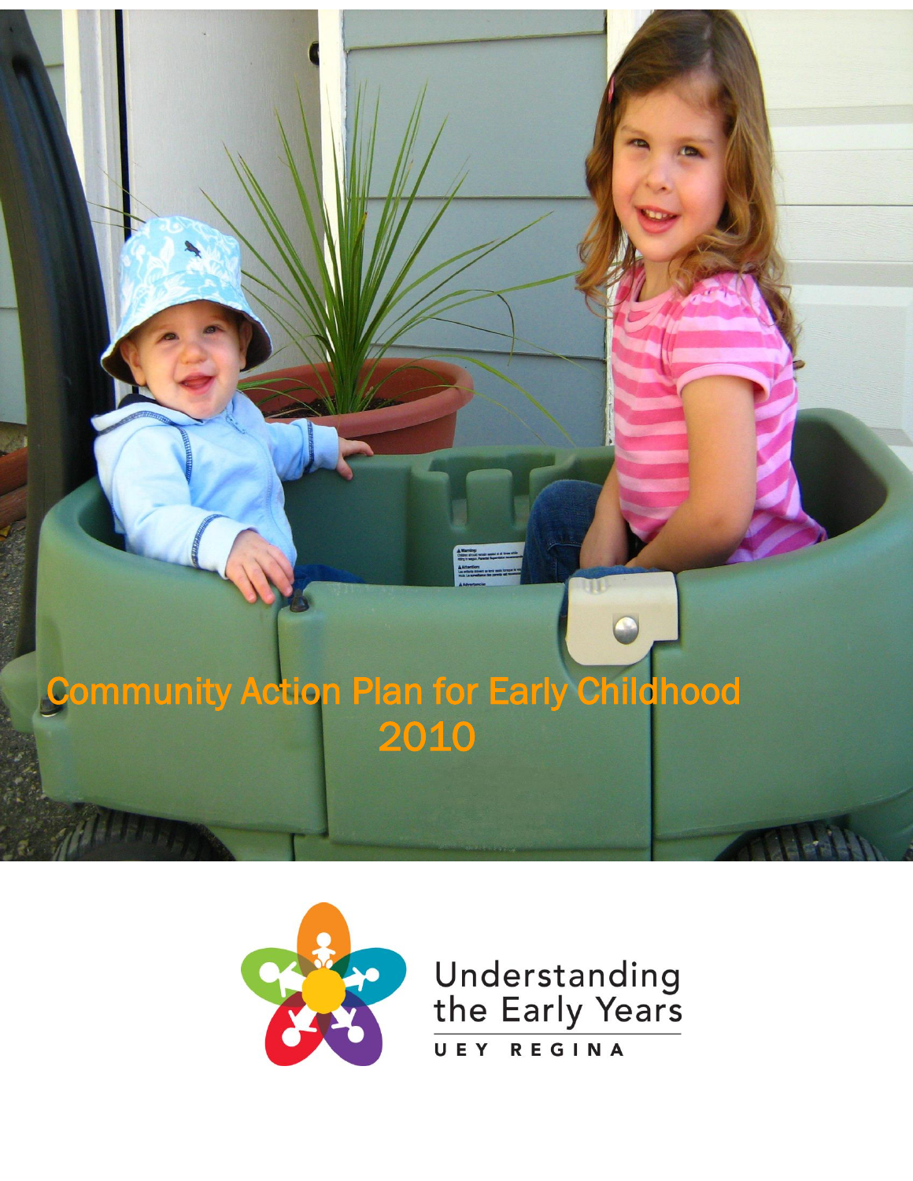# Community Action Plan for Early Childhood 2010

Understanding the Early Years

UEY REGINA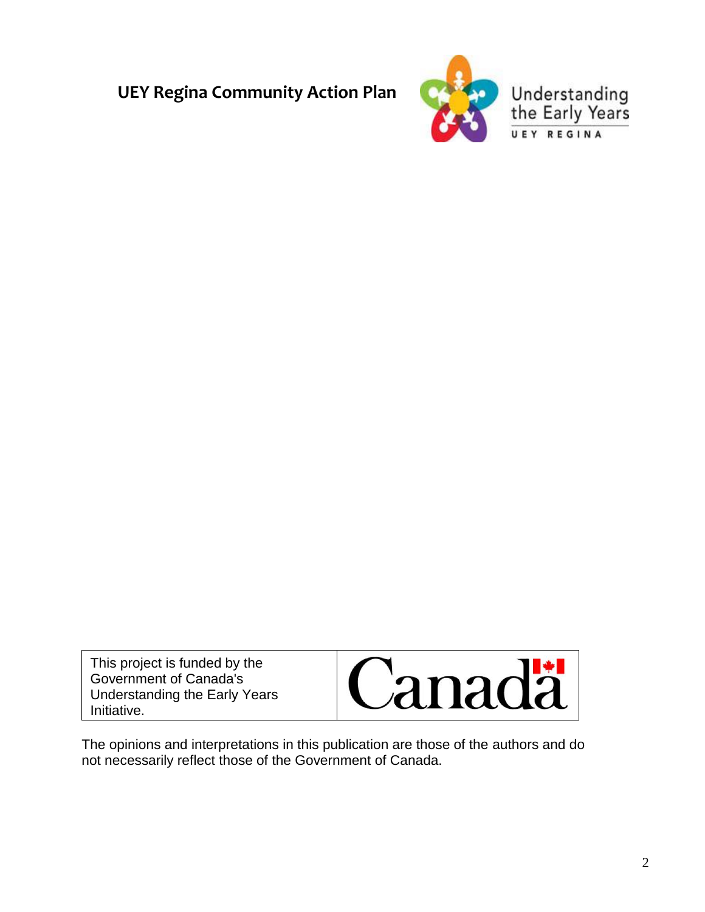# UEY Regina Community Action Plan

Understanding the Early Years

UEY REGINA

| This project is funded by the Government of Canada's Understanding the Early Years Initiative. | Canada |
| --- | --- |

The opinions and interpretations in this publication are those of the authors and do not necessarily reflect those of the Government of Canada.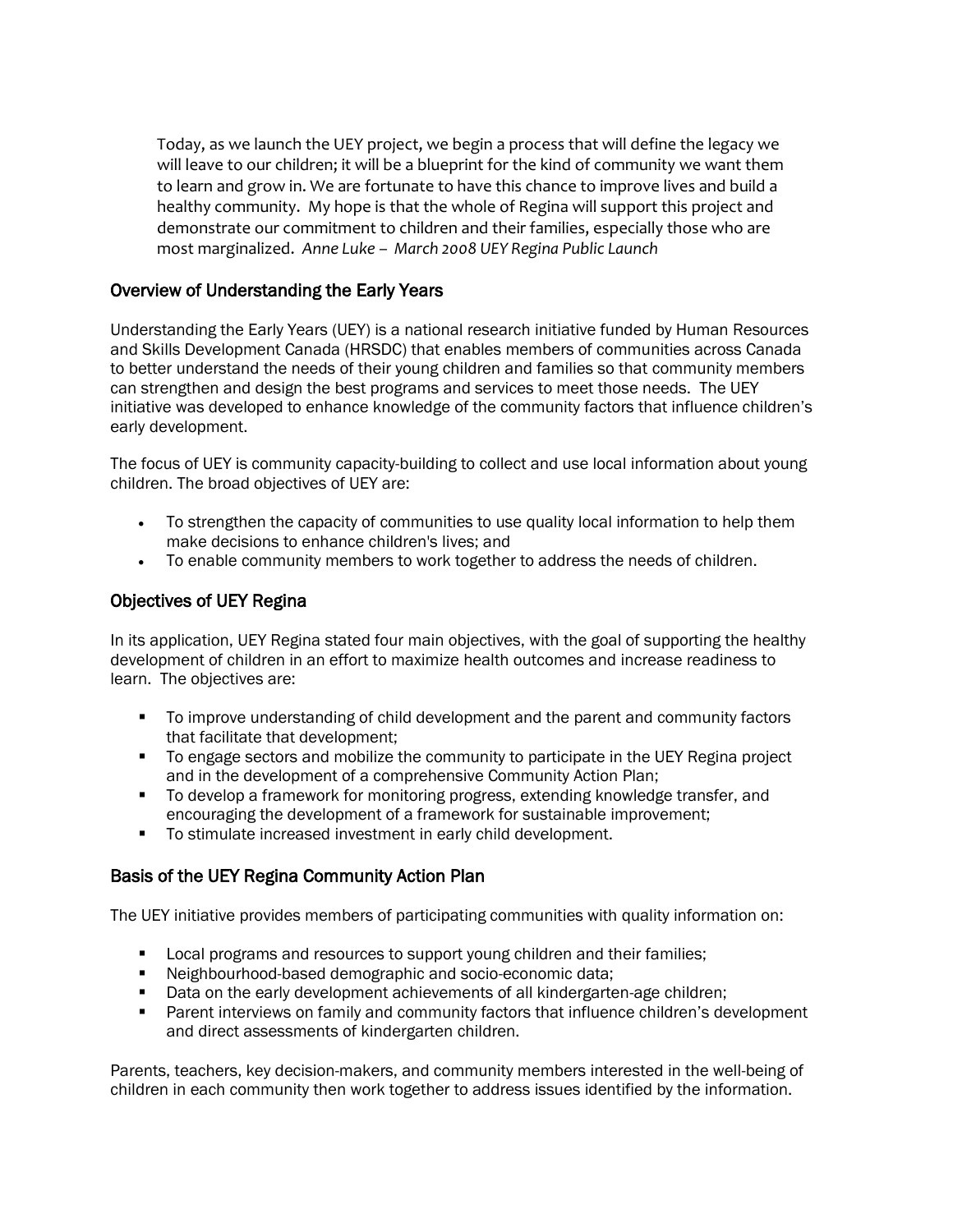> Today, as we launch the UEY project, we begin a process that will define the legacy we will leave to our children; it will be a blueprint for the kind of community we want them to learn and grow in. We are fortunate to have this chance to improve lives and build a healthy community. My hope is that the whole of Regina will support this project and demonstrate our commitment to children and their families, especially those who are most marginalized. *Anne Luke – March 2008 UEY Regina Public Launch*

## Overview of Understanding the Early Years

Understanding the Early Years (UEY) is a national research initiative funded by Human Resources and Skills Development Canada (HRSDC) that enables members of communities across Canada to better understand the needs of their young children and families so that community members can strengthen and design the best programs and services to meet those needs. The UEY initiative was developed to enhance knowledge of the community factors that influence children's early development.

The focus of UEY is community capacity-building to collect and use local information about young children. The broad objectives of UEY are:

- To strengthen the capacity of communities to use quality local information to help them make decisions to enhance children's lives; and
- To enable community members to work together to address the needs of children.

## Objectives of UEY Regina

In its application, UEY Regina stated four main objectives, with the goal of supporting the healthy development of children in an effort to maximize health outcomes and increase readiness to learn. The objectives are:

- To improve understanding of child development and the parent and community factors that facilitate that development;
- To engage sectors and mobilize the community to participate in the UEY Regina project and in the development of a comprehensive Community Action Plan;
- To develop a framework for monitoring progress, extending knowledge transfer, and encouraging the development of a framework for sustainable improvement;
- To stimulate increased investment in early child development.

## Basis of the UEY Regina Community Action Plan

The UEY initiative provides members of participating communities with quality information on:

- Local programs and resources to support young children and their families;
- Neighbourhood-based demographic and socio-economic data;
- Data on the early development achievements of all kindergarten-age children;
- Parent interviews on family and community factors that influence children's development and direct assessments of kindergarten children.

Parents, teachers, key decision-makers, and community members interested in the well-being of children in each community then work together to address issues identified by the information.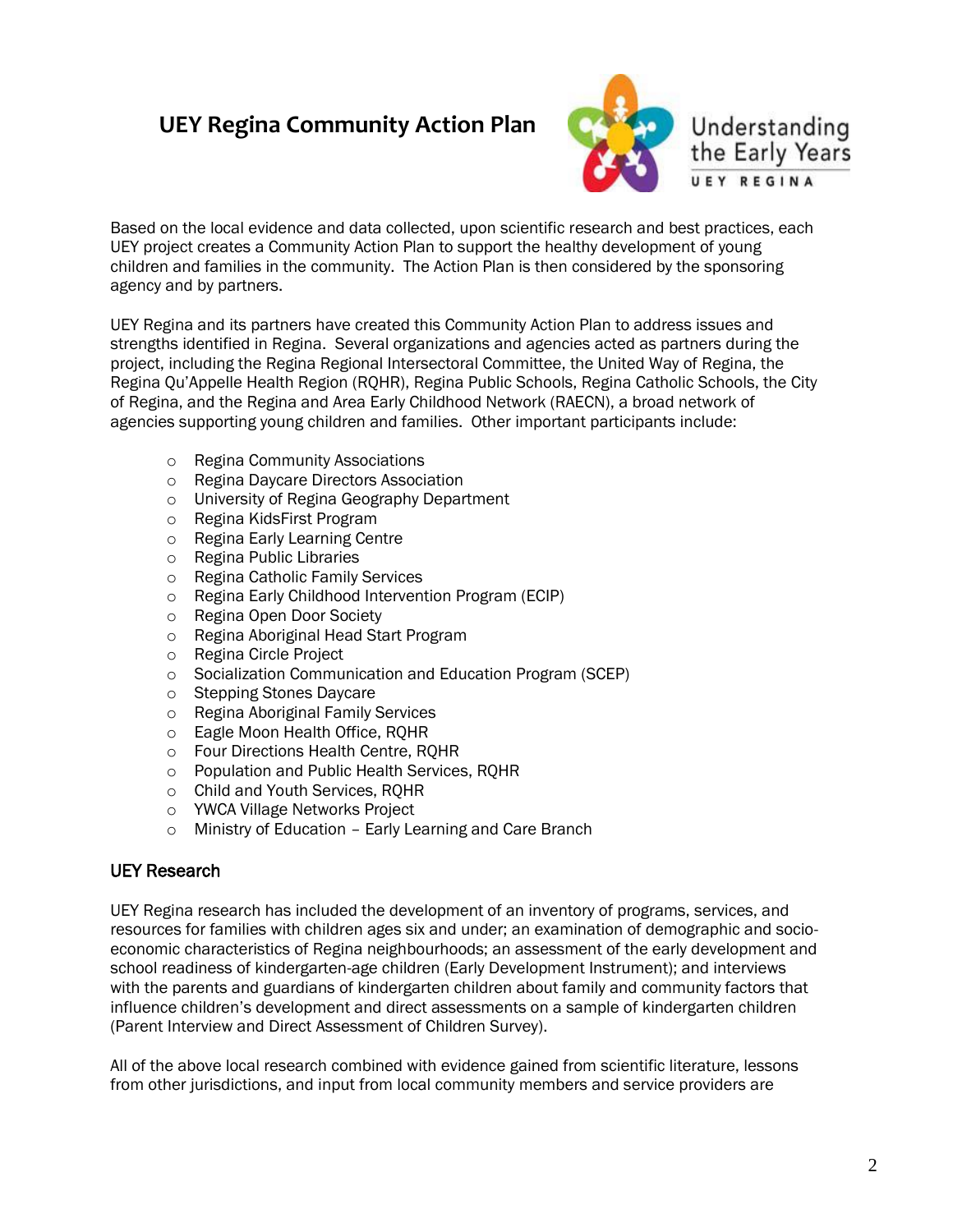# UEY Regina Community Action Plan

Based on the local evidence and data collected, upon scientific research and best practices, each UEY project creates a Community Action Plan to support the healthy development of young children and families in the community. The Action Plan is then considered by the sponsoring agency and by partners.

UEY Regina and its partners have created this Community Action Plan to address issues and strengths identified in Regina. Several organizations and agencies acted as partners during the project, including the Regina Regional Intersectoral Committee, the United Way of Regina, the Regina Qu'Appelle Health Region (RQHR), Regina Public Schools, Regina Catholic Schools, the City of Regina, and the Regina and Area Early Childhood Network (RAECN), a broad network of agencies supporting young children and families. Other important participants include:

- Regina Community Associations
- Regina Daycare Directors Association
- University of Regina Geography Department
- Regina KidsFirst Program
- Regina Early Learning Centre
- Regina Public Libraries
- Regina Catholic Family Services
- Regina Early Childhood Intervention Program (ECIP)
- Regina Open Door Society
- Regina Aboriginal Head Start Program
- Regina Circle Project
- Socialization Communication and Education Program (SCEP)
- Stepping Stones Daycare
- Regina Aboriginal Family Services
- Eagle Moon Health Office, RQHR
- Four Directions Health Centre, RQHR
- Population and Public Health Services, RQHR
- Child and Youth Services, RQHR
- YWCA Village Networks Project
- Ministry of Education – Early Learning and Care Branch

## UEY Research

UEY Regina research has included the development of an inventory of programs, services, and resources for families with children ages six and under; an examination of demographic and socio-economic characteristics of Regina neighbourhoods; an assessment of the early development and school readiness of kindergarten-age children (Early Development Instrument); and interviews with the parents and guardians of kindergarten children about family and community factors that influence children's development and direct assessments on a sample of kindergarten children (Parent Interview and Direct Assessment of Children Survey).

All of the above local research combined with evidence gained from scientific literature, lessons from other jurisdictions, and input from local community members and service providers are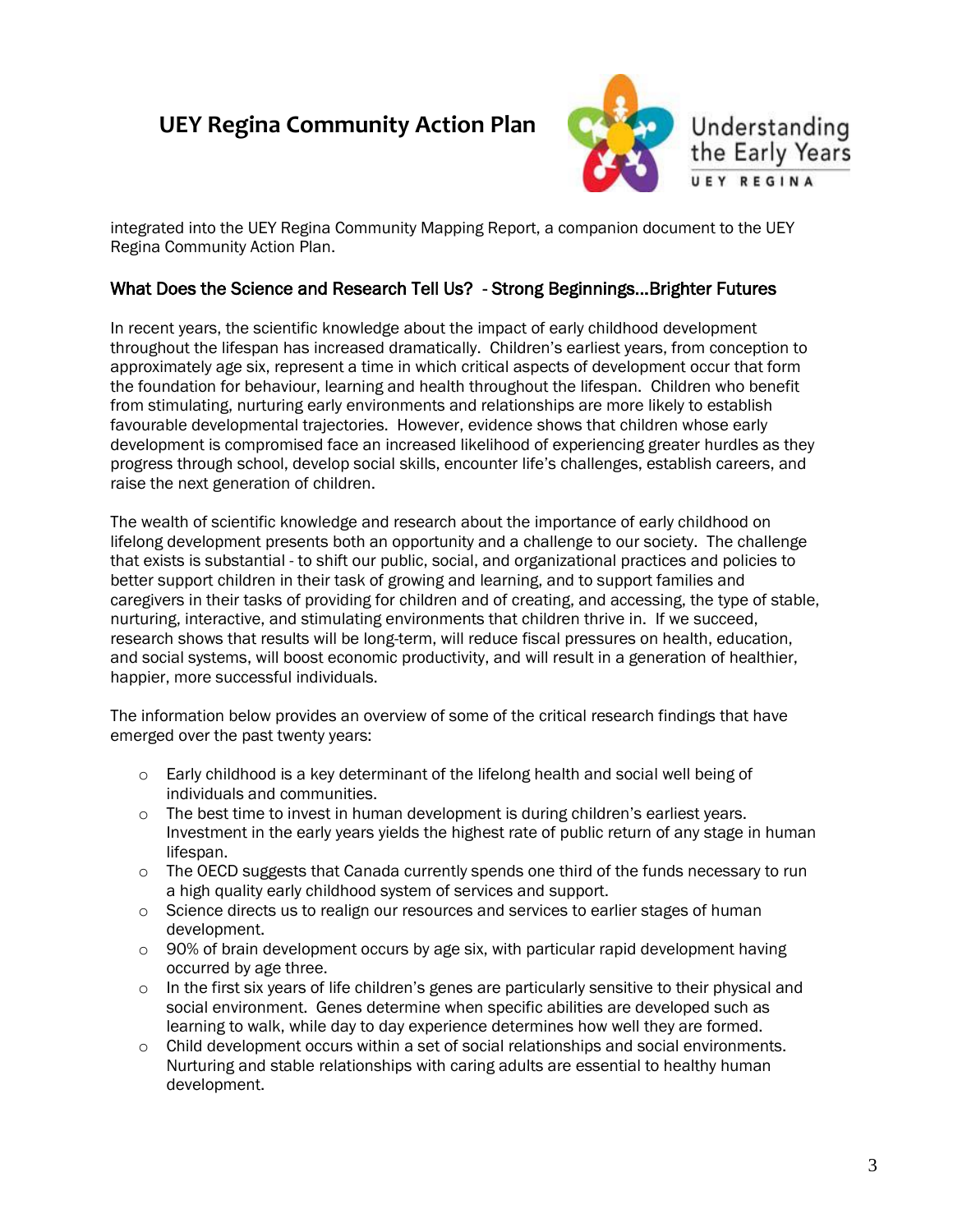integrated into the UEY Regina Community Mapping Report, a companion document to the UEY Regina Community Action Plan.

## What Does the Science and Research Tell Us? - Strong Beginnings…Brighter Futures

In recent years, the scientific knowledge about the impact of early childhood development throughout the lifespan has increased dramatically. Children's earliest years, from conception to approximately age six, represent a time in which critical aspects of development occur that form the foundation for behaviour, learning and health throughout the lifespan. Children who benefit from stimulating, nurturing early environments and relationships are more likely to establish favourable developmental trajectories. However, evidence shows that children whose early development is compromised face an increased likelihood of experiencing greater hurdles as they progress through school, develop social skills, encounter life's challenges, establish careers, and raise the next generation of children.

The wealth of scientific knowledge and research about the importance of early childhood on lifelong development presents both an opportunity and a challenge to our society. The challenge that exists is substantial - to shift our public, social, and organizational practices and policies to better support children in their task of growing and learning, and to support families and caregivers in their tasks of providing for children and of creating, and accessing, the type of stable, nurturing, interactive, and stimulating environments that children thrive in. If we succeed, research shows that results will be long-term, will reduce fiscal pressures on health, education, and social systems, will boost economic productivity, and will result in a generation of healthier, happier, more successful individuals.

The information below provides an overview of some of the critical research findings that have emerged over the past twenty years:

- Early childhood is a key determinant of the lifelong health and social well being of individuals and communities.
- The best time to invest in human development is during children's earliest years. Investment in the early years yields the highest rate of public return of any stage in human lifespan.
- The OECD suggests that Canada currently spends one third of the funds necessary to run a high quality early childhood system of services and support.
- Science directs us to realign our resources and services to earlier stages of human development.
- 90% of brain development occurs by age six, with particular rapid development having occurred by age three.
- In the first six years of life children's genes are particularly sensitive to their physical and social environment. Genes determine when specific abilities are developed such as learning to walk, while day to day experience determines how well they are formed.
- Child development occurs within a set of social relationships and social environments. Nurturing and stable relationships with caring adults are essential to healthy human development.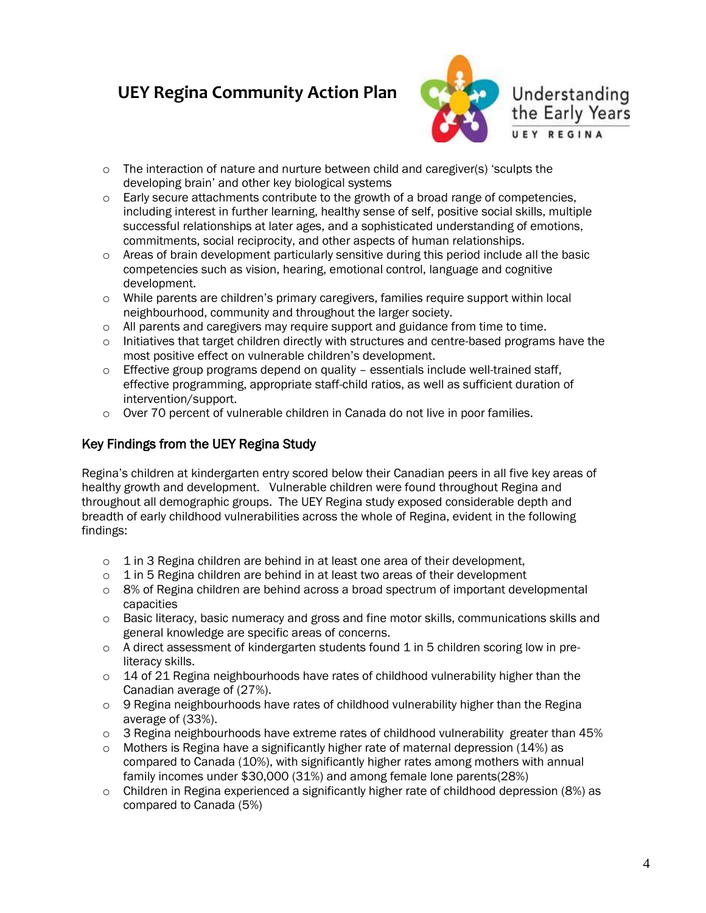- The interaction of nature and nurture between child and caregiver(s) 'sculpts the developing brain' and other key biological systems
- Early secure attachments contribute to the growth of a broad range of competencies, including interest in further learning, healthy sense of self, positive social skills, multiple successful relationships at later ages, and a sophisticated understanding of emotions, commitments, social reciprocity, and other aspects of human relationships.
- Areas of brain development particularly sensitive during this period include all the basic competencies such as vision, hearing, emotional control, language and cognitive development.
- While parents are children's primary caregivers, families require support within local neighbourhood, community and throughout the larger society.
- All parents and caregivers may require support and guidance from time to time.
- Initiatives that target children directly with structures and centre-based programs have the most positive effect on vulnerable children's development.
- Effective group programs depend on quality – essentials include well-trained staff, effective programming, appropriate staff-child ratios, as well as sufficient duration of intervention/support.
- Over 70 percent of vulnerable children in Canada do not live in poor families.

## Key Findings from the UEY Regina Study

Regina's children at kindergarten entry scored below their Canadian peers in all five key areas of healthy growth and development. Vulnerable children were found throughout Regina and throughout all demographic groups. The UEY Regina study exposed considerable depth and breadth of early childhood vulnerabilities across the whole of Regina, evident in the following findings:

- 1 in 3 Regina children are behind in at least one area of their development,
- 1 in 5 Regina children are behind in at least two areas of their development
- 8% of Regina children are behind across a broad spectrum of important developmental capacities
- Basic literacy, basic numeracy and gross and fine motor skills, communications skills and general knowledge are specific areas of concerns.
- A direct assessment of kindergarten students found 1 in 5 children scoring low in pre-literacy skills.
- 14 of 21 Regina neighbourhoods have rates of childhood vulnerability higher than the Canadian average of (27%).
- 9 Regina neighbourhoods have rates of childhood vulnerability higher than the Regina average of (33%).
- 3 Regina neighbourhoods have extreme rates of childhood vulnerability greater than 45%
- Mothers is Regina have a significantly higher rate of maternal depression (14%) as compared to Canada (10%), with significantly higher rates among mothers with annual family incomes under $30,000 (31%) and among female lone parents(28%)
- Children in Regina experienced a significantly higher rate of childhood depression (8%) as compared to Canada (5%)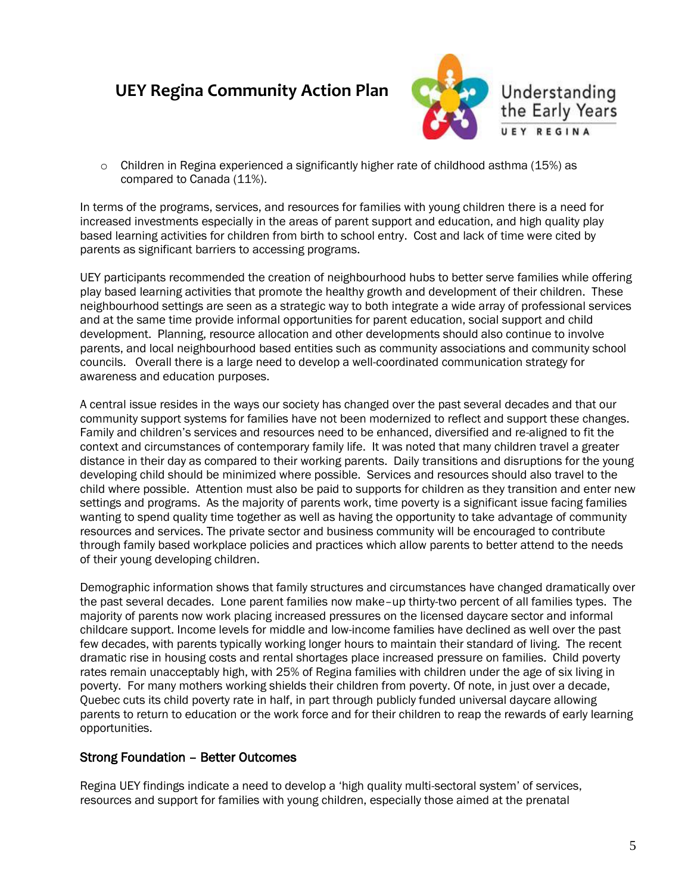- Children in Regina experienced a significantly higher rate of childhood asthma (15%) as compared to Canada (11%).

In terms of the programs, services, and resources for families with young children there is a need for increased investments especially in the areas of parent support and education, and high quality play based learning activities for children from birth to school entry. Cost and lack of time were cited by parents as significant barriers to accessing programs.

UEY participants recommended the creation of neighbourhood hubs to better serve families while offering play based learning activities that promote the healthy growth and development of their children. These neighbourhood settings are seen as a strategic way to both integrate a wide array of professional services and at the same time provide informal opportunities for parent education, social support and child development. Planning, resource allocation and other developments should also continue to involve parents, and local neighbourhood based entities such as community associations and community school councils. Overall there is a large need to develop a well-coordinated communication strategy for awareness and education purposes.

A central issue resides in the ways our society has changed over the past several decades and that our community support systems for families have not been modernized to reflect and support these changes. Family and children's services and resources need to be enhanced, diversified and re-aligned to fit the context and circumstances of contemporary family life. It was noted that many children travel a greater distance in their day as compared to their working parents. Daily transitions and disruptions for the young developing child should be minimized where possible. Services and resources should also travel to the child where possible. Attention must also be paid to supports for children as they transition and enter new settings and programs. As the majority of parents work, time poverty is a significant issue facing families wanting to spend quality time together as well as having the opportunity to take advantage of community resources and services. The private sector and business community will be encouraged to contribute through family based workplace policies and practices which allow parents to better attend to the needs of their young developing children.

Demographic information shows that family structures and circumstances have changed dramatically over the past several decades. Lone parent families now make–up thirty-two percent of all families types. The majority of parents now work placing increased pressures on the licensed daycare sector and informal childcare support. Income levels for middle and low-income families have declined as well over the past few decades, with parents typically working longer hours to maintain their standard of living. The recent dramatic rise in housing costs and rental shortages place increased pressure on families. Child poverty rates remain unacceptably high, with 25% of Regina families with children under the age of six living in poverty. For many mothers working shields their children from poverty. Of note, in just over a decade, Quebec cuts its child poverty rate in half, in part through publicly funded universal daycare allowing parents to return to education or the work force and for their children to reap the rewards of early learning opportunities.

### Strong Foundation – Better Outcomes

Regina UEY findings indicate a need to develop a 'high quality multi-sectoral system' of services, resources and support for families with young children, especially those aimed at the prenatal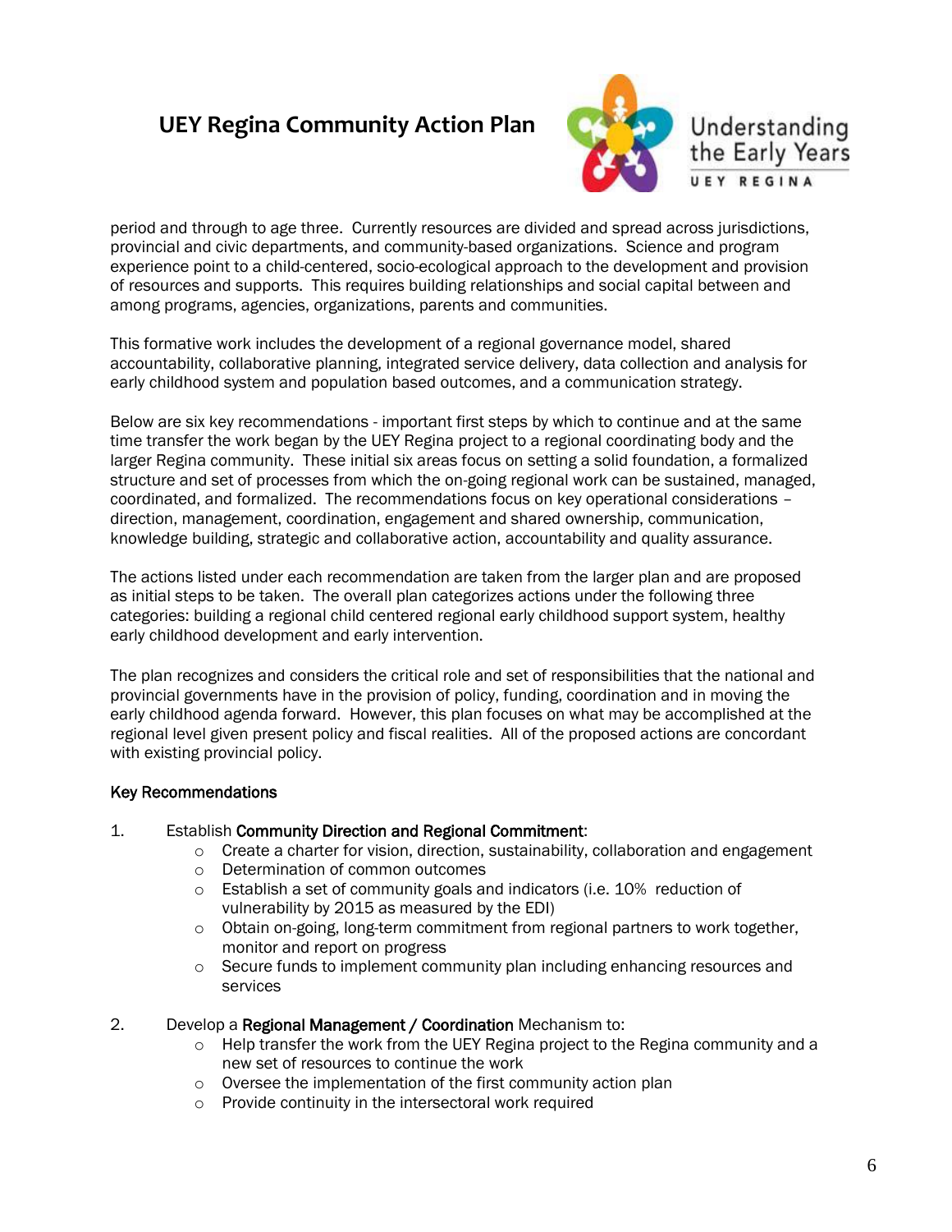period and through to age three. Currently resources are divided and spread across jurisdictions, provincial and civic departments, and community-based organizations. Science and program experience point to a child-centered, socio-ecological approach to the development and provision of resources and supports. This requires building relationships and social capital between and among programs, agencies, organizations, parents and communities.

This formative work includes the development of a regional governance model, shared accountability, collaborative planning, integrated service delivery, data collection and analysis for early childhood system and population based outcomes, and a communication strategy.

Below are six key recommendations - important first steps by which to continue and at the same time transfer the work began by the UEY Regina project to a regional coordinating body and the larger Regina community. These initial six areas focus on setting a solid foundation, a formalized structure and set of processes from which the on-going regional work can be sustained, managed, coordinated, and formalized. The recommendations focus on key operational considerations – direction, management, coordination, engagement and shared ownership, communication, knowledge building, strategic and collaborative action, accountability and quality assurance.

The actions listed under each recommendation are taken from the larger plan and are proposed as initial steps to be taken. The overall plan categorizes actions under the following three categories: building a regional child centered regional early childhood support system, healthy early childhood development and early intervention.

The plan recognizes and considers the critical role and set of responsibilities that the national and provincial governments have in the provision of policy, funding, coordination and in moving the early childhood agenda forward. However, this plan focuses on what may be accomplished at the regional level given present policy and fiscal realities. All of the proposed actions are concordant with existing provincial policy.

### Key Recommendations

1. Establish **Community Direction and Regional Commitment**:
   - Create a charter for vision, direction, sustainability, collaboration and engagement
   - Determination of common outcomes
   - Establish a set of community goals and indicators (i.e. 10% reduction of vulnerability by 2015 as measured by the EDI)
   - Obtain on-going, long-term commitment from regional partners to work together, monitor and report on progress
   - Secure funds to implement community plan including enhancing resources and services

2. Develop a **Regional Management / Coordination** Mechanism to:
   - Help transfer the work from the UEY Regina project to the Regina community and a new set of resources to continue the work
   - Oversee the implementation of the first community action plan
   - Provide continuity in the intersectoral work required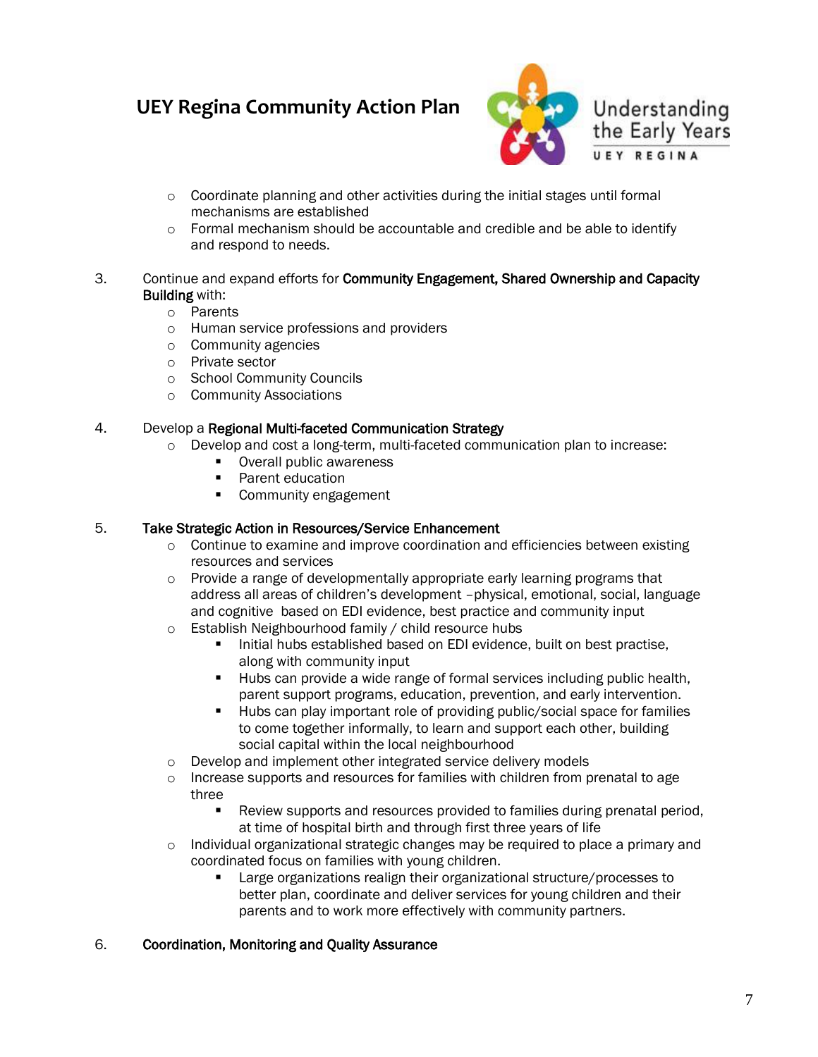- Coordinate planning and other activities during the initial stages until formal mechanisms are established
- Formal mechanism should be accountable and credible and be able to identify and respond to needs.

3. Continue and expand efforts for **Community Engagement, Shared Ownership and Capacity Building** with:
   - Parents
   - Human service professions and providers
   - Community agencies
   - Private sector
   - School Community Councils
   - Community Associations

4. Develop a **Regional Multi-faceted Communication Strategy**
   - Develop and cost a long-term, multi-faceted communication plan to increase:
     - Overall public awareness
     - Parent education
     - Community engagement

5. **Take Strategic Action in Resources/Service Enhancement**
   - Continue to examine and improve coordination and efficiencies between existing resources and services
   - Provide a range of developmentally appropriate early learning programs that address all areas of children's development –physical, emotional, social, language and cognitive based on EDI evidence, best practice and community input
   - Establish Neighbourhood family / child resource hubs
     - Initial hubs established based on EDI evidence, built on best practise, along with community input
     - Hubs can provide a wide range of formal services including public health, parent support programs, education, prevention, and early intervention.
     - Hubs can play important role of providing public/social space for families to come together informally, to learn and support each other, building social capital within the local neighbourhood
   - Develop and implement other integrated service delivery models
   - Increase supports and resources for families with children from prenatal to age three
     - Review supports and resources provided to families during prenatal period, at time of hospital birth and through first three years of life
   - Individual organizational strategic changes may be required to place a primary and coordinated focus on families with young children.
     - Large organizations realign their organizational structure/processes to better plan, coordinate and deliver services for young children and their parents and to work more effectively with community partners.

6. **Coordination, Monitoring and Quality Assurance**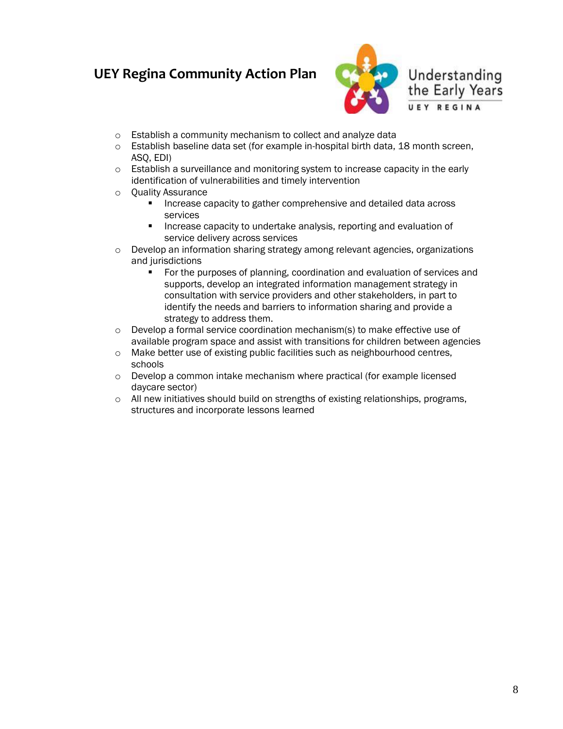- Establish a community mechanism to collect and analyze data
- Establish baseline data set (for example in-hospital birth data, 18 month screen, ASQ, EDI)
- Establish a surveillance and monitoring system to increase capacity in the early identification of vulnerabilities and timely intervention
- Quality Assurance
  - Increase capacity to gather comprehensive and detailed data across services
  - Increase capacity to undertake analysis, reporting and evaluation of service delivery across services
- Develop an information sharing strategy among relevant agencies, organizations and jurisdictions
  - For the purposes of planning, coordination and evaluation of services and supports, develop an integrated information management strategy in consultation with service providers and other stakeholders, in part to identify the needs and barriers to information sharing and provide a strategy to address them.
- Develop a formal service coordination mechanism(s) to make effective use of available program space and assist with transitions for children between agencies
- Make better use of existing public facilities such as neighbourhood centres, schools
- Develop a common intake mechanism where practical (for example licensed daycare sector)
- All new initiatives should build on strengths of existing relationships, programs, structures and incorporate lessons learned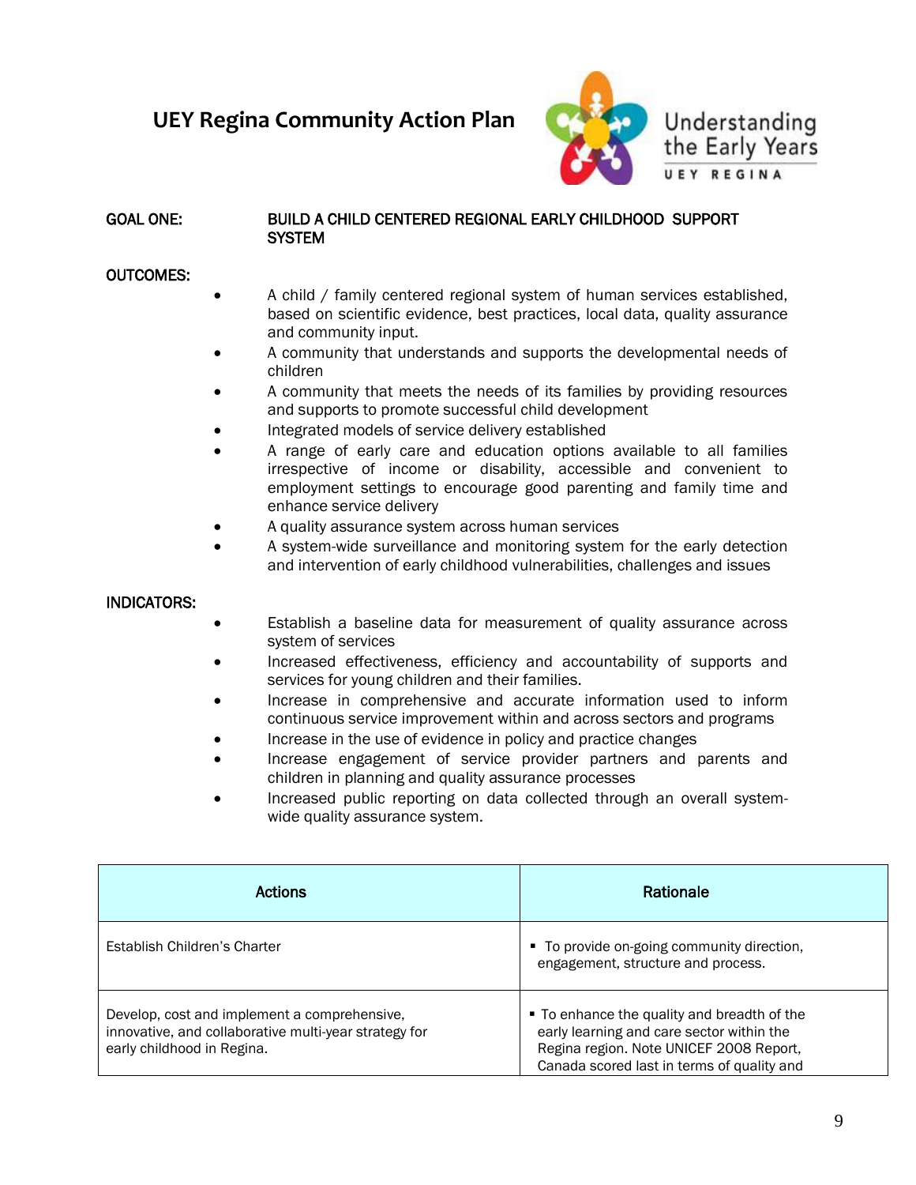# UEY Regina Community Action Plan

Understanding the Early Years

UEY REGINA

**GOAL ONE:** **BUILD A CHILD CENTERED REGIONAL EARLY CHILDHOOD SUPPORT SYSTEM**

**OUTCOMES:**

- A child / family centered regional system of human services established, based on scientific evidence, best practices, local data, quality assurance and community input.
- A community that understands and supports the developmental needs of children
- A community that meets the needs of its families by providing resources and supports to promote successful child development
- Integrated models of service delivery established
- A range of early care and education options available to all families irrespective of income or disability, accessible and convenient to employment settings to encourage good parenting and family time and enhance service delivery
- A quality assurance system across human services
- A system-wide surveillance and monitoring system for the early detection and intervention of early childhood vulnerabilities, challenges and issues

**INDICATORS:**

- Establish a baseline data for measurement of quality assurance across system of services
- Increased effectiveness, efficiency and accountability of supports and services for young children and their families.
- Increase in comprehensive and accurate information used to inform continuous service improvement within and across sectors and programs
- Increase in the use of evidence in policy and practice changes
- Increase engagement of service provider partners and parents and children in planning and quality assurance processes
- Increased public reporting on data collected through an overall system-wide quality assurance system.

| Actions | Rationale |
|---|---|
| Establish Children's Charter | ▪ To provide on-going community direction, engagement, structure and process. |
| Develop, cost and implement a comprehensive, innovative, and collaborative multi-year strategy for early childhood in Regina. | ▪ To enhance the quality and breadth of the early learning and care sector within the Regina region. Note UNICEF 2008 Report, Canada scored last in terms of quality and |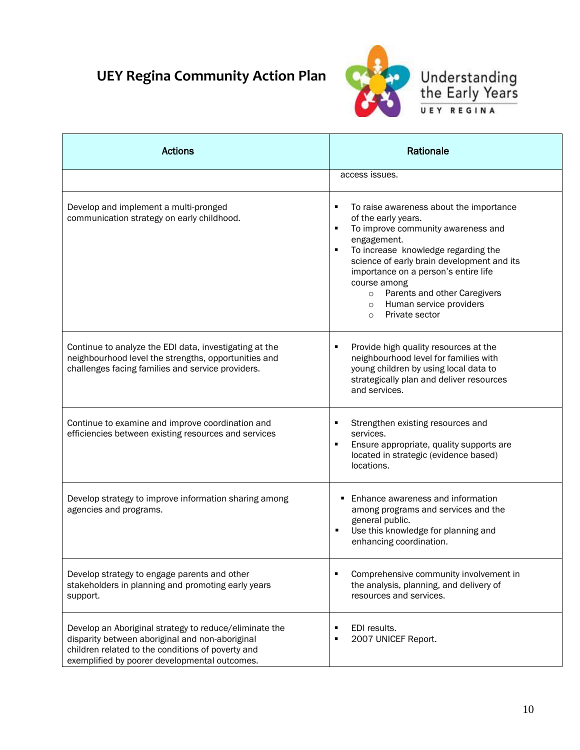# UEY Regina Community Action Plan

Understanding the Early Years

UEY REGINA

| Actions | Rationale |
|---|---|
| | access issues. |
| Develop and implement a multi-pronged communication strategy on early childhood. | ▪ To raise awareness about the importance of the early years.<br>▪ To improve community awareness and engagement.<br>▪ To increase knowledge regarding the science of early brain development and its importance on a person's entire life course among<br>&nbsp;&nbsp;&nbsp;&nbsp;○ Parents and other Caregivers<br>&nbsp;&nbsp;&nbsp;&nbsp;○ Human service providers<br>&nbsp;&nbsp;&nbsp;&nbsp;○ Private sector |
| Continue to analyze the EDI data, investigating at the neighbourhood level the strengths, opportunities and challenges facing families and service providers. | ▪ Provide high quality resources at the neighbourhood level for families with young children by using local data to strategically plan and deliver resources and services. |
| Continue to examine and improve coordination and efficiencies between existing resources and services | ▪ Strengthen existing resources and services.<br>▪ Ensure appropriate, quality supports are located in strategic (evidence based) locations. |
| Develop strategy to improve information sharing among agencies and programs. | ▪ Enhance awareness and information among programs and services and the general public.<br>▪ Use this knowledge for planning and enhancing coordination. |
| Develop strategy to engage parents and other stakeholders in planning and promoting early years support. | ▪ Comprehensive community involvement in the analysis, planning, and delivery of resources and services. |
| Develop an Aboriginal strategy to reduce/eliminate the disparity between aboriginal and non-aboriginal children related to the conditions of poverty and exemplified by poorer developmental outcomes. | ▪ EDI results.<br>▪ 2007 UNICEF Report. |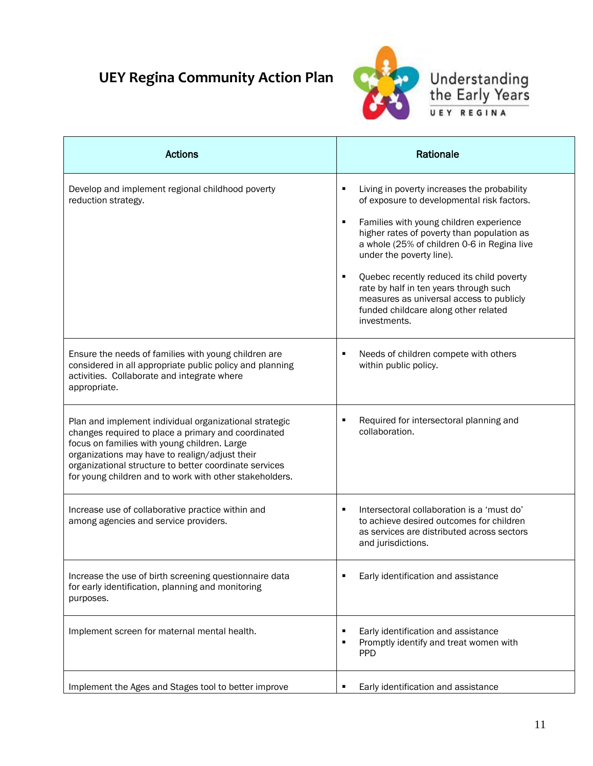# UEY Regina Community Action Plan

Understanding the Early Years

UEY REGINA

| Actions | Rationale |
|---|---|
| Develop and implement regional childhood poverty reduction strategy. | ▪ Living in poverty increases the probability of exposure to developmental risk factors.<br>▪ Families with young children experience higher rates of poverty than population as a whole (25% of children 0-6 in Regina live under the poverty line).<br>▪ Quebec recently reduced its child poverty rate by half in ten years through such measures as universal access to publicly funded childcare along other related investments. |
| Ensure the needs of families with young children are considered in all appropriate public policy and planning activities. Collaborate and integrate where appropriate. | ▪ Needs of children compete with others within public policy. |
| Plan and implement individual organizational strategic changes required to place a primary and coordinated focus on families with young children. Large organizations may have to realign/adjust their organizational structure to better coordinate services for young children and to work with other stakeholders. | ▪ Required for intersectoral planning and collaboration. |
| Increase use of collaborative practice within and among agencies and service providers. | ▪ Intersectoral collaboration is a 'must do' to achieve desired outcomes for children as services are distributed across sectors and jurisdictions. |
| Increase the use of birth screening questionnaire data for early identification, planning and monitoring purposes. | ▪ Early identification and assistance |
| Implement screen for maternal mental health. | ▪ Early identification and assistance<br>▪ Promptly identify and treat women with PPD |
| Implement the Ages and Stages tool to better improve | ▪ Early identification and assistance |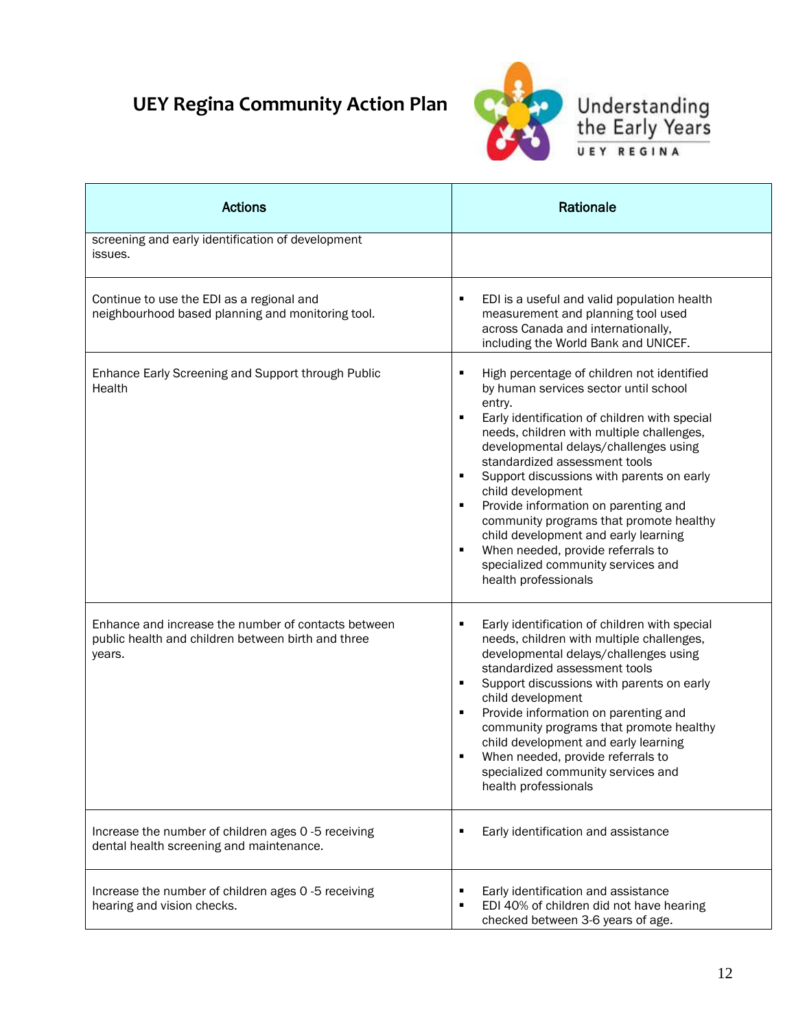# UEY Regina Community Action Plan

| Actions | Rationale |
|---|---|
| screening and early identification of development issues. | |
| Continue to use the EDI as a regional and neighbourhood based planning and monitoring tool. | ▪ EDI is a useful and valid population health measurement and planning tool used across Canada and internationally, including the World Bank and UNICEF. |
| Enhance Early Screening and Support through Public Health | ▪ High percentage of children not identified by human services sector until school entry.<br>▪ Early identification of children with special needs, children with multiple challenges, developmental delays/challenges using standardized assessment tools<br>▪ Support discussions with parents on early child development<br>▪ Provide information on parenting and community programs that promote healthy child development and early learning<br>▪ When needed, provide referrals to specialized community services and health professionals |
| Enhance and increase the number of contacts between public health and children between birth and three years. | ▪ Early identification of children with special needs, children with multiple challenges, developmental delays/challenges using standardized assessment tools<br>▪ Support discussions with parents on early child development<br>▪ Provide information on parenting and community programs that promote healthy child development and early learning<br>▪ When needed, provide referrals to specialized community services and health professionals |
| Increase the number of children ages 0 -5 receiving dental health screening and maintenance. | ▪ Early identification and assistance |
| Increase the number of children ages 0 -5 receiving hearing and vision checks. | ▪ Early identification and assistance<br>▪ EDI 40% of children did not have hearing checked between 3-6 years of age. |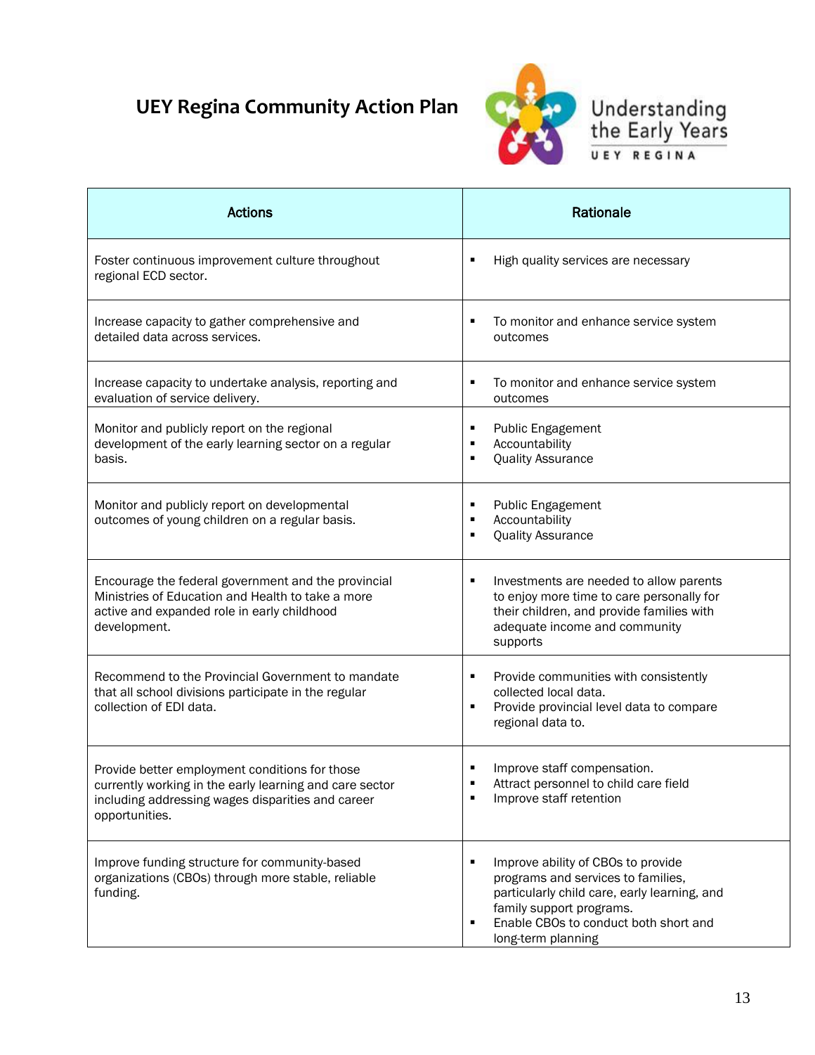# UEY Regina Community Action Plan

Understanding the Early Years

UEY REGINA

| Actions | Rationale |
|---|---|
| Foster continuous improvement culture throughout regional ECD sector. | ▪ High quality services are necessary |
| Increase capacity to gather comprehensive and detailed data across services. | ▪ To monitor and enhance service system outcomes |
| Increase capacity to undertake analysis, reporting and evaluation of service delivery. | ▪ To monitor and enhance service system outcomes |
| Monitor and publicly report on the regional development of the early learning sector on a regular basis. | ▪ Public Engagement<br>▪ Accountability<br>▪ Quality Assurance |
| Monitor and publicly report on developmental outcomes of young children on a regular basis. | ▪ Public Engagement<br>▪ Accountability<br>▪ Quality Assurance |
| Encourage the federal government and the provincial Ministries of Education and Health to take a more active and expanded role in early childhood development. | ▪ Investments are needed to allow parents to enjoy more time to care personally for their children, and provide families with adequate income and community supports |
| Recommend to the Provincial Government to mandate that all school divisions participate in the regular collection of EDI data. | ▪ Provide communities with consistently collected local data.<br>▪ Provide provincial level data to compare regional data to. |
| Provide better employment conditions for those currently working in the early learning and care sector including addressing wages disparities and career opportunities. | ▪ Improve staff compensation.<br>▪ Attract personnel to child care field<br>▪ Improve staff retention |
| Improve funding structure for community-based organizations (CBOs) through more stable, reliable funding. | ▪ Improve ability of CBOs to provide programs and services to families, particularly child care, early learning, and family support programs.<br>▪ Enable CBOs to conduct both short and long-term planning |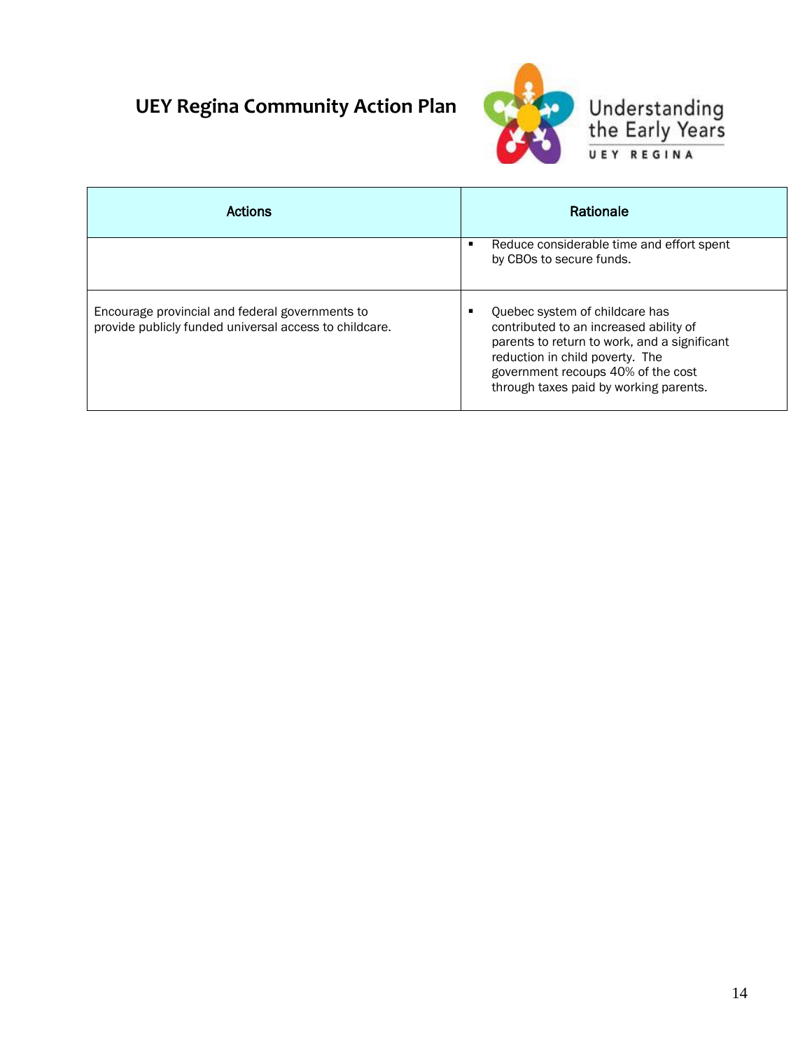# UEY Regina Community Action Plan

| Actions | Rationale |
| --- | --- |
| | ▪ Reduce considerable time and effort spent by CBOs to secure funds. |
| Encourage provincial and federal governments to provide publicly funded universal access to childcare. | ▪ Quebec system of childcare has contributed to an increased ability of parents to return to work, and a significant reduction in child poverty. The government recoups 40% of the cost through taxes paid by working parents. |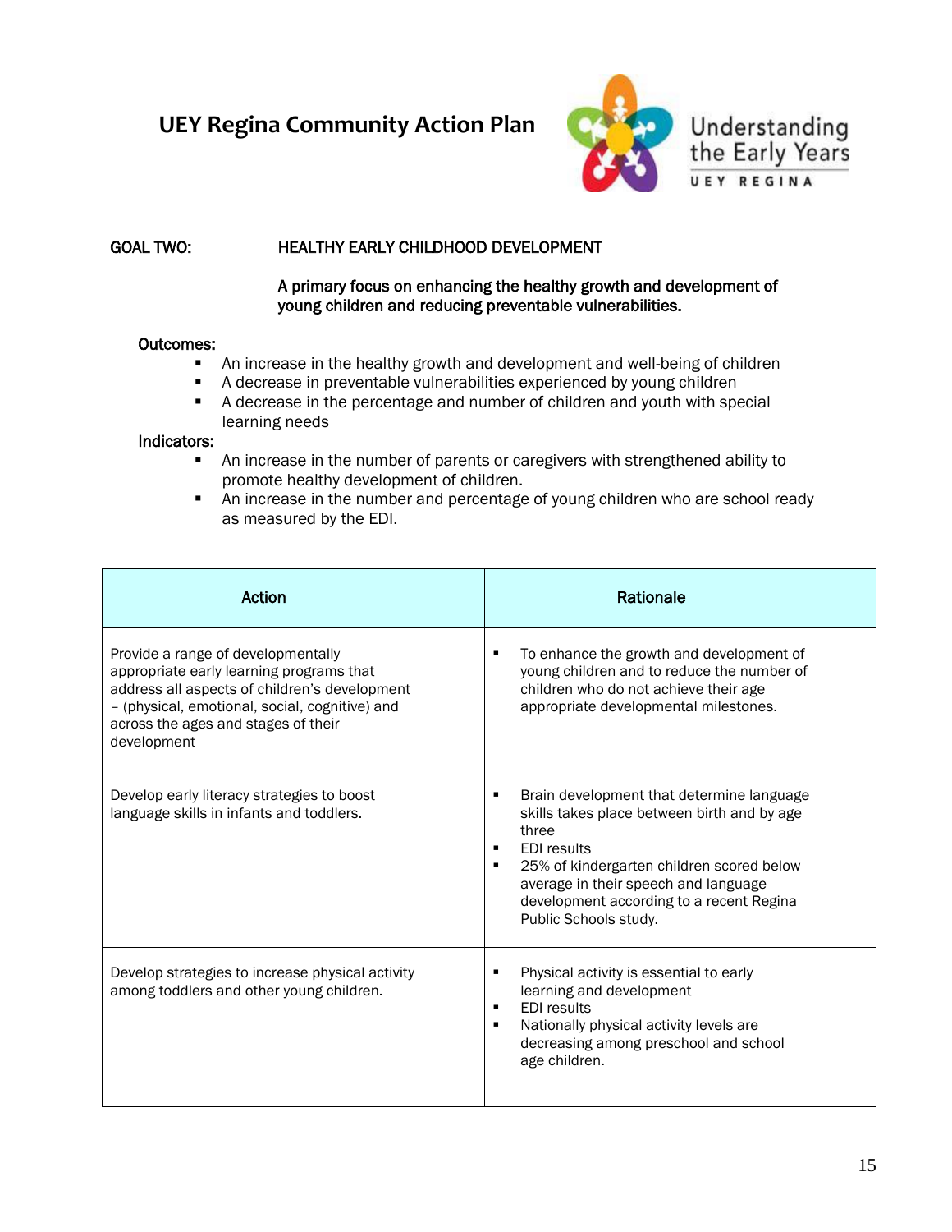# UEY Regina Community Action Plan

Understanding the Early Years

UEY REGINA

**GOAL TWO:** **HEALTHY EARLY CHILDHOOD DEVELOPMENT**

**A primary focus on enhancing the healthy growth and development of young children and reducing preventable vulnerabilities.**

**Outcomes:**

- An increase in the healthy growth and development and well-being of children
- A decrease in preventable vulnerabilities experienced by young children
- A decrease in the percentage and number of children and youth with special learning needs

**Indicators:**

- An increase in the number of parents or caregivers with strengthened ability to promote healthy development of children.
- An increase in the number and percentage of young children who are school ready as measured by the EDI.

| Action | Rationale |
|---|---|
| Provide a range of developmentally appropriate early learning programs that address all aspects of children's development – (physical, emotional, social, cognitive) and across the ages and stages of their development | ▪ To enhance the growth and development of young children and to reduce the number of children who do not achieve their age appropriate developmental milestones. |
| Develop early literacy strategies to boost language skills in infants and toddlers. | ▪ Brain development that determine language skills takes place between birth and by age three<br>▪ EDI results<br>▪ 25% of kindergarten children scored below average in their speech and language development according to a recent Regina Public Schools study. |
| Develop strategies to increase physical activity among toddlers and other young children. | ▪ Physical activity is essential to early learning and development<br>▪ EDI results<br>▪ Nationally physical activity levels are decreasing among preschool and school age children. |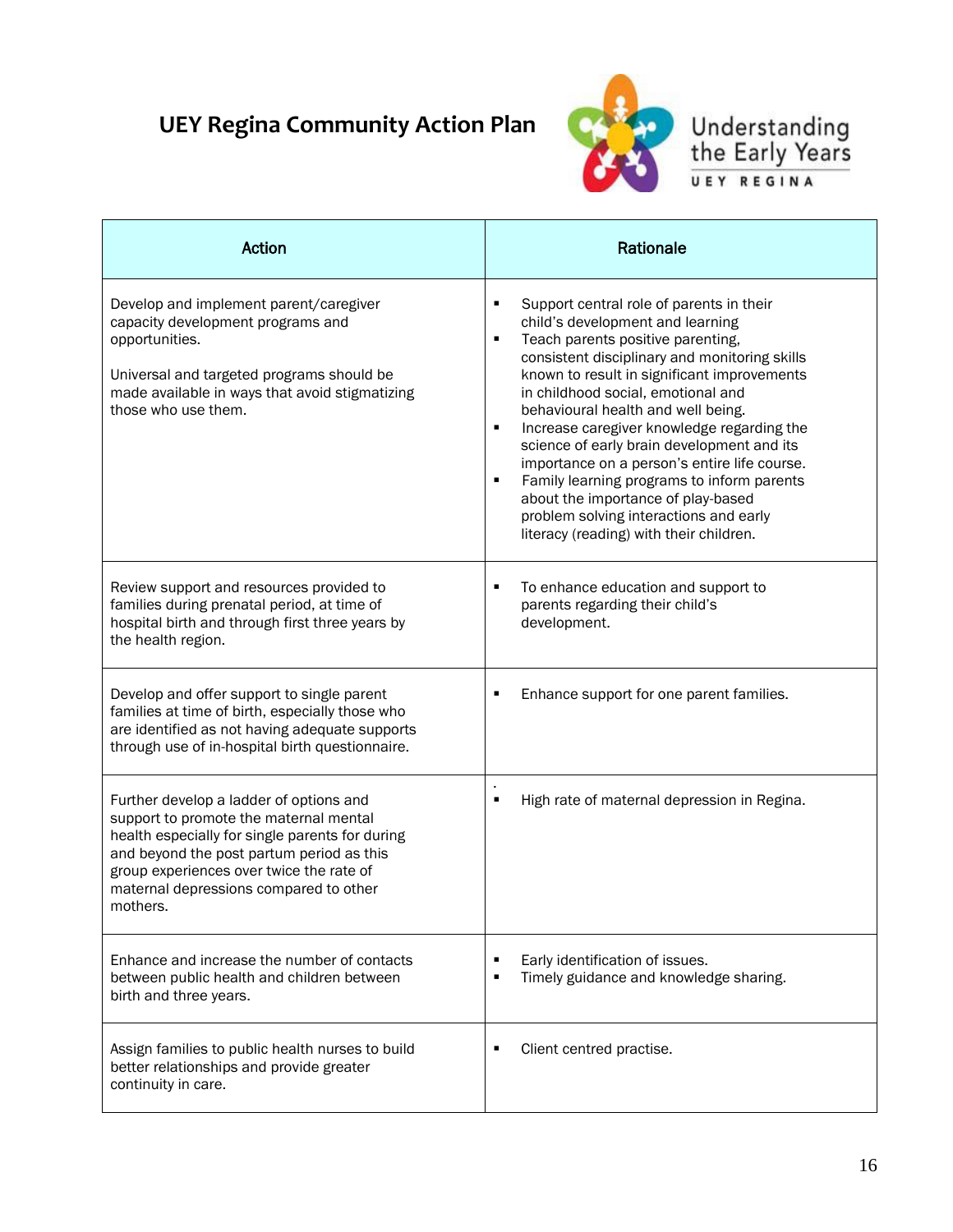# UEY Regina Community Action Plan

Understanding the Early Years

UEY REGINA

| Action | Rationale |
|---|---|
| Develop and implement parent/caregiver capacity development programs and opportunities.<br><br>Universal and targeted programs should be made available in ways that avoid stigmatizing those who use them. | ▪ Support central role of parents in their child's development and learning<br>▪ Teach parents positive parenting, consistent disciplinary and monitoring skills known to result in significant improvements in childhood social, emotional and behavioural health and well being.<br>▪ Increase caregiver knowledge regarding the science of early brain development and its importance on a person's entire life course.<br>▪ Family learning programs to inform parents about the importance of play-based problem solving interactions and early literacy (reading) with their children. |
| Review support and resources provided to families during prenatal period, at time of hospital birth and through first three years by the health region. | ▪ To enhance education and support to parents regarding their child's development. |
| Develop and offer support to single parent families at time of birth, especially those who are identified as not having adequate supports through use of in-hospital birth questionnaire. | ▪ Enhance support for one parent families. |
| Further develop a ladder of options and support to promote the maternal mental health especially for single parents for during and beyond the post partum period as this group experiences over twice the rate of maternal depressions compared to other mothers. | .<br>▪ High rate of maternal depression in Regina. |
| Enhance and increase the number of contacts between public health and children between birth and three years. | ▪ Early identification of issues.<br>▪ Timely guidance and knowledge sharing. |
| Assign families to public health nurses to build better relationships and provide greater continuity in care. | ▪ Client centred practise. |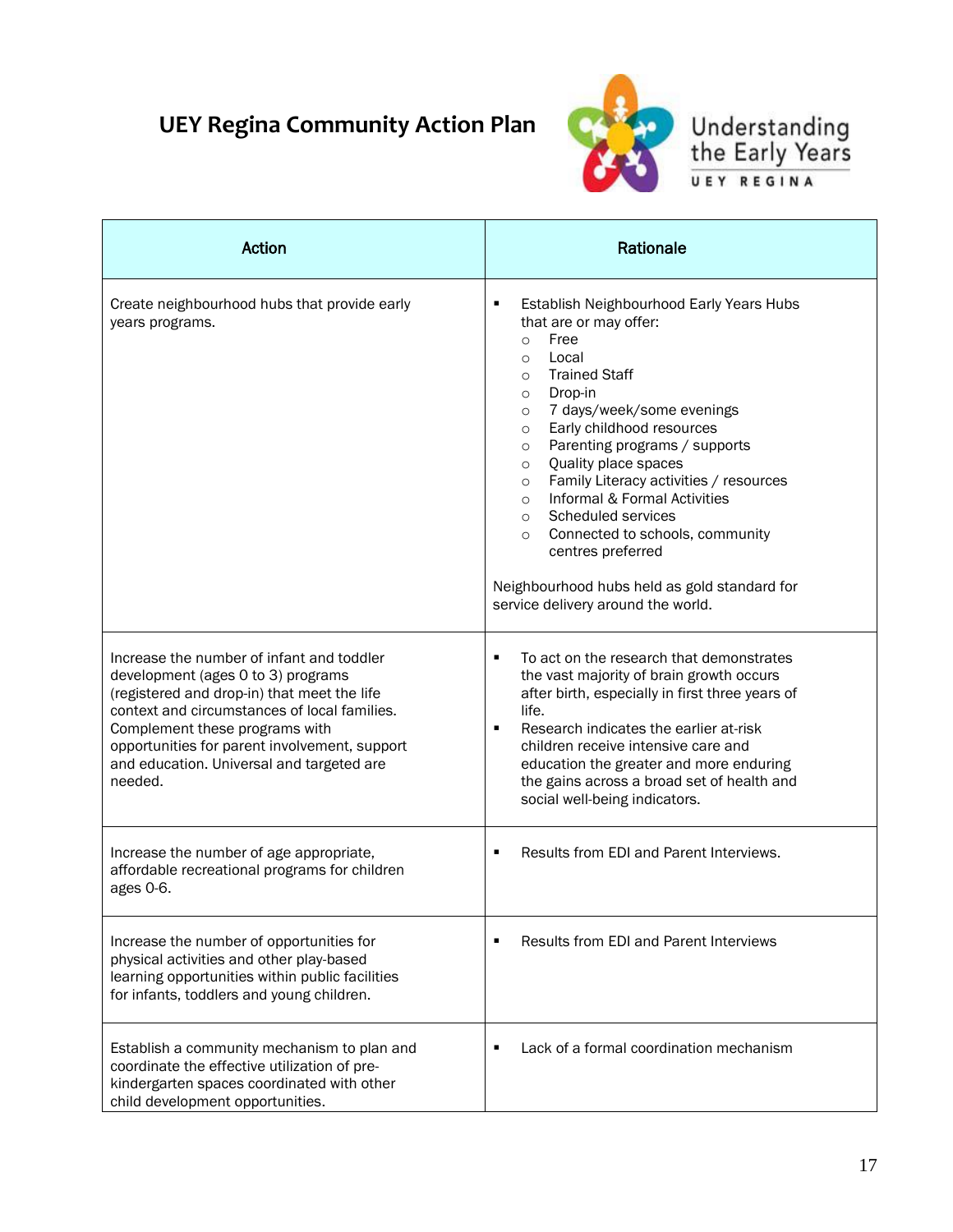# UEY Regina Community Action Plan

Understanding the Early Years

UEY REGINA

| Action | Rationale |
|---|---|
| Create neighbourhood hubs that provide early years programs. | ▪ Establish Neighbourhood Early Years Hubs that are or may offer:<br>○ Free<br>○ Local<br>○ Trained Staff<br>○ Drop-in<br>○ 7 days/week/some evenings<br>○ Early childhood resources<br>○ Parenting programs / supports<br>○ Quality place spaces<br>○ Family Literacy activities / resources<br>○ Informal & Formal Activities<br>○ Scheduled services<br>○ Connected to schools, community centres preferred<br><br>Neighbourhood hubs held as gold standard for service delivery around the world. |
| Increase the number of infant and toddler development (ages 0 to 3) programs (registered and drop-in) that meet the life context and circumstances of local families. Complement these programs with opportunities for parent involvement, support and education. Universal and targeted are needed. | ▪ To act on the research that demonstrates the vast majority of brain growth occurs after birth, especially in first three years of life.<br>▪ Research indicates the earlier at-risk children receive intensive care and education the greater and more enduring the gains across a broad set of health and social well-being indicators. |
| Increase the number of age appropriate, affordable recreational programs for children ages 0-6. | ▪ Results from EDI and Parent Interviews. |
| Increase the number of opportunities for physical activities and other play-based learning opportunities within public facilities for infants, toddlers and young children. | ▪ Results from EDI and Parent Interviews |
| Establish a community mechanism to plan and coordinate the effective utilization of pre-kindergarten spaces coordinated with other child development opportunities. | ▪ Lack of a formal coordination mechanism |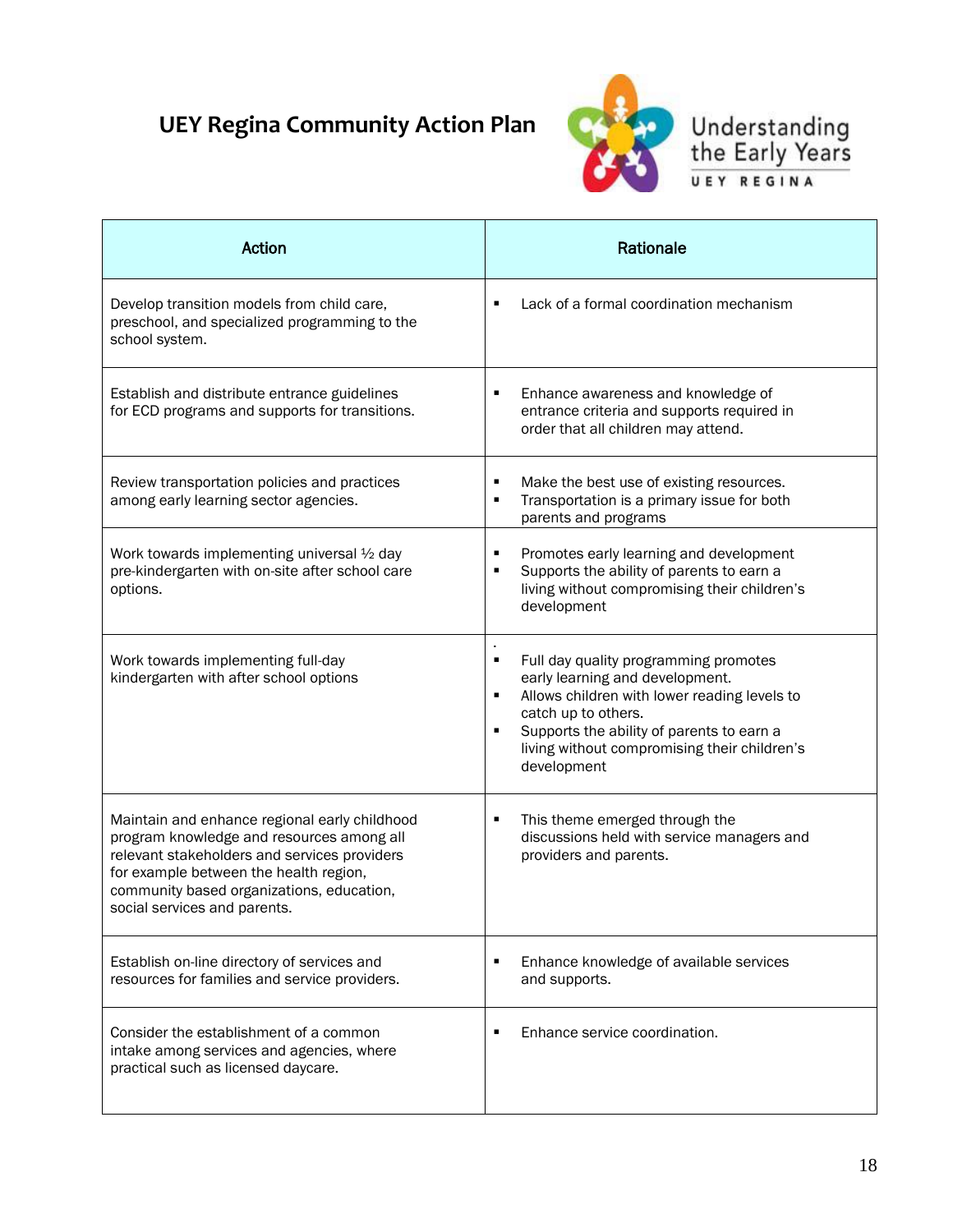# UEY Regina Community Action Plan

Understanding the Early Years

UEY REGINA

| Action | Rationale |
|---|---|
| Develop transition models from child care, preschool, and specialized programming to the school system. | ▪ Lack of a formal coordination mechanism |
| Establish and distribute entrance guidelines for ECD programs and supports for transitions. | ▪ Enhance awareness and knowledge of entrance criteria and supports required in order that all children may attend. |
| Review transportation policies and practices among early learning sector agencies. | ▪ Make the best use of existing resources.<br>▪ Transportation is a primary issue for both parents and programs |
| Work towards implementing universal ½ day pre-kindergarten with on-site after school care options. | ▪ Promotes early learning and development<br>▪ Supports the ability of parents to earn a living without compromising their children's development |
| Work towards implementing full-day kindergarten with after school options | ▪ Full day quality programming promotes early learning and development.<br>▪ Allows children with lower reading levels to catch up to others.<br>▪ Supports the ability of parents to earn a living without compromising their children's development |
| Maintain and enhance regional early childhood program knowledge and resources among all relevant stakeholders and services providers for example between the health region, community based organizations, education, social services and parents. | ▪ This theme emerged through the discussions held with service managers and providers and parents. |
| Establish on-line directory of services and resources for families and service providers. | ▪ Enhance knowledge of available services and supports. |
| Consider the establishment of a common intake among services and agencies, where practical such as licensed daycare. | ▪ Enhance service coordination. |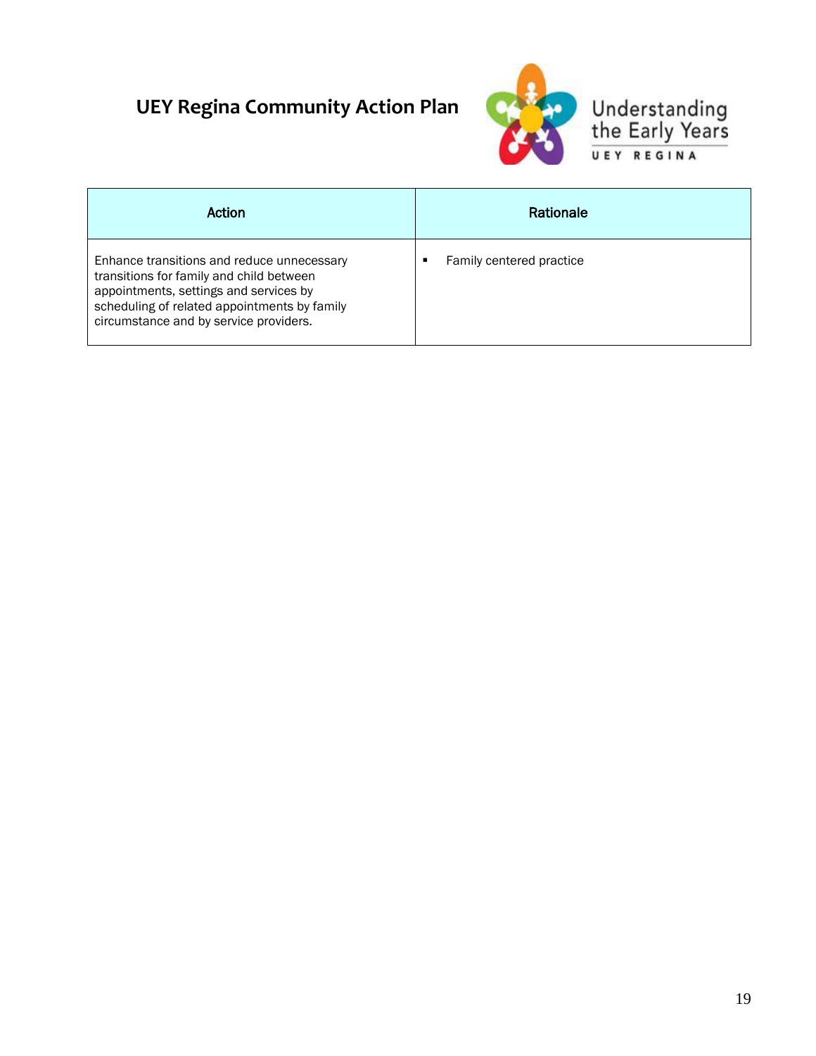# UEY Regina Community Action Plan

| Action | Rationale |
| --- | --- |
| Enhance transitions and reduce unnecessary transitions for family and child between appointments, settings and services by scheduling of related appointments by family circumstance and by service providers. | ▪ Family centered practice |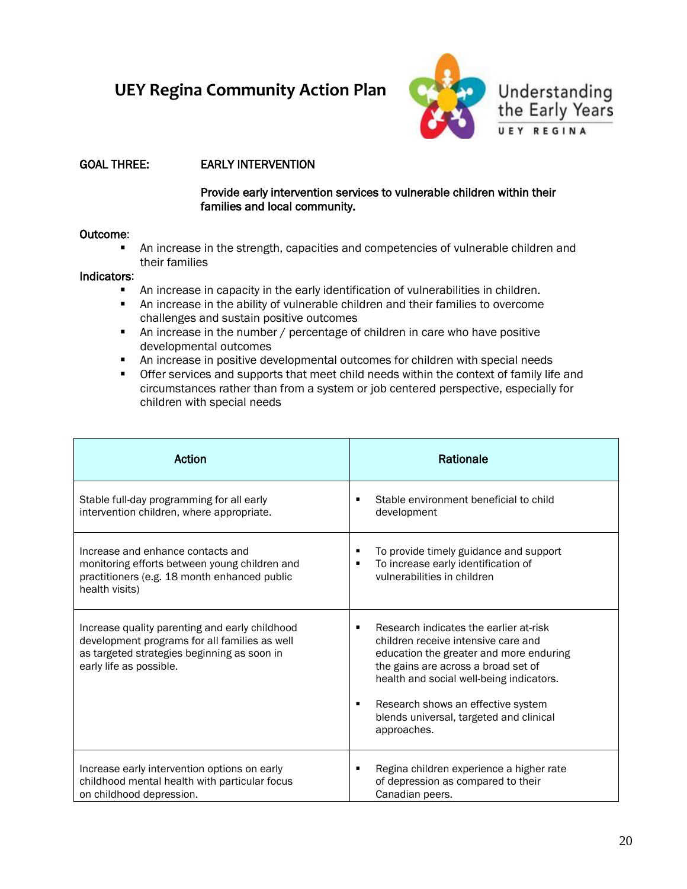# UEY Regina Community Action Plan

Understanding the Early Years

UEY REGINA

**GOAL THREE: EARLY INTERVENTION**

**Provide early intervention services to vulnerable children within their families and local community.**

**Outcome:**

- An increase in the strength, capacities and competencies of vulnerable children and their families

**Indicators:**

- An increase in capacity in the early identification of vulnerabilities in children.
- An increase in the ability of vulnerable children and their families to overcome challenges and sustain positive outcomes
- An increase in the number / percentage of children in care who have positive developmental outcomes
- An increase in positive developmental outcomes for children with special needs
- Offer services and supports that meet child needs within the context of family life and circumstances rather than from a system or job centered perspective, especially for children with special needs

| Action | Rationale |
|---|---|
| Stable full-day programming for all early intervention children, where appropriate. | ▪ Stable environment beneficial to child development |
| Increase and enhance contacts and monitoring efforts between young children and practitioners (e.g. 18 month enhanced public health visits) | ▪ To provide timely guidance and support<br>▪ To increase early identification of vulnerabilities in children |
| Increase quality parenting and early childhood development programs for all families as well as targeted strategies beginning as soon in early life as possible. | ▪ Research indicates the earlier at-risk children receive intensive care and education the greater and more enduring the gains are across a broad set of health and social well-being indicators.<br>▪ Research shows an effective system blends universal, targeted and clinical approaches. |
| Increase early intervention options on early childhood mental health with particular focus on childhood depression. | ▪ Regina children experience a higher rate of depression as compared to their Canadian peers. |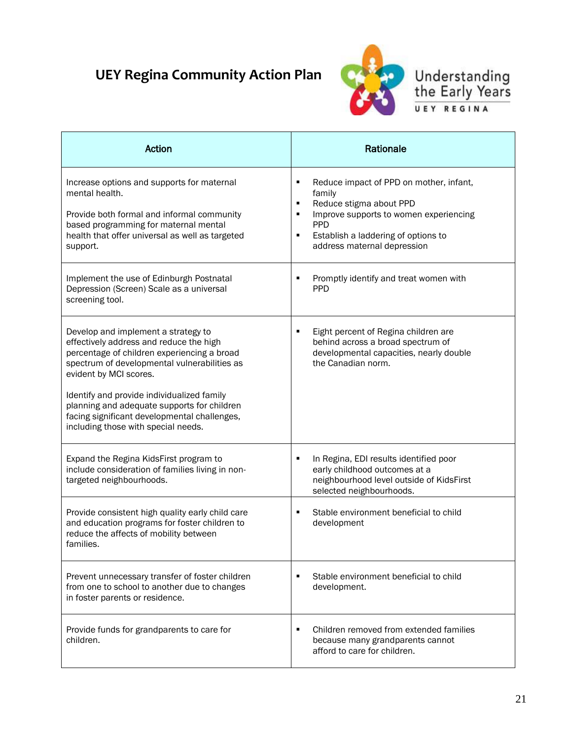# UEY Regina Community Action Plan

| Action | Rationale |
|---|---|
| Increase options and supports for maternal mental health.<br><br>Provide both formal and informal community based programming for maternal mental health that offer universal as well as targeted support. | ▪ Reduce impact of PPD on mother, infant, family<br>▪ Reduce stigma about PPD<br>▪ Improve supports to women experiencing PPD<br>▪ Establish a laddering of options to address maternal depression |
| Implement the use of Edinburgh Postnatal Depression (Screen) Scale as a universal screening tool. | ▪ Promptly identify and treat women with PPD |
| Develop and implement a strategy to effectively address and reduce the high percentage of children experiencing a broad spectrum of developmental vulnerabilities as evident by MCI scores.<br><br>Identify and provide individualized family planning and adequate supports for children facing significant developmental challenges, including those with special needs. | ▪ Eight percent of Regina children are behind across a broad spectrum of developmental capacities, nearly double the Canadian norm. |
| Expand the Regina KidsFirst program to include consideration of families living in non-targeted neighbourhoods. | ▪ In Regina, EDI results identified poor early childhood outcomes at a neighbourhood level outside of KidsFirst selected neighbourhoods. |
| Provide consistent high quality early child care and education programs for foster children to reduce the affects of mobility between families. | ▪ Stable environment beneficial to child development |
| Prevent unnecessary transfer of foster children from one to school to another due to changes in foster parents or residence. | ▪ Stable environment beneficial to child development. |
| Provide funds for grandparents to care for children. | ▪ Children removed from extended families because many grandparents cannot afford to care for children. |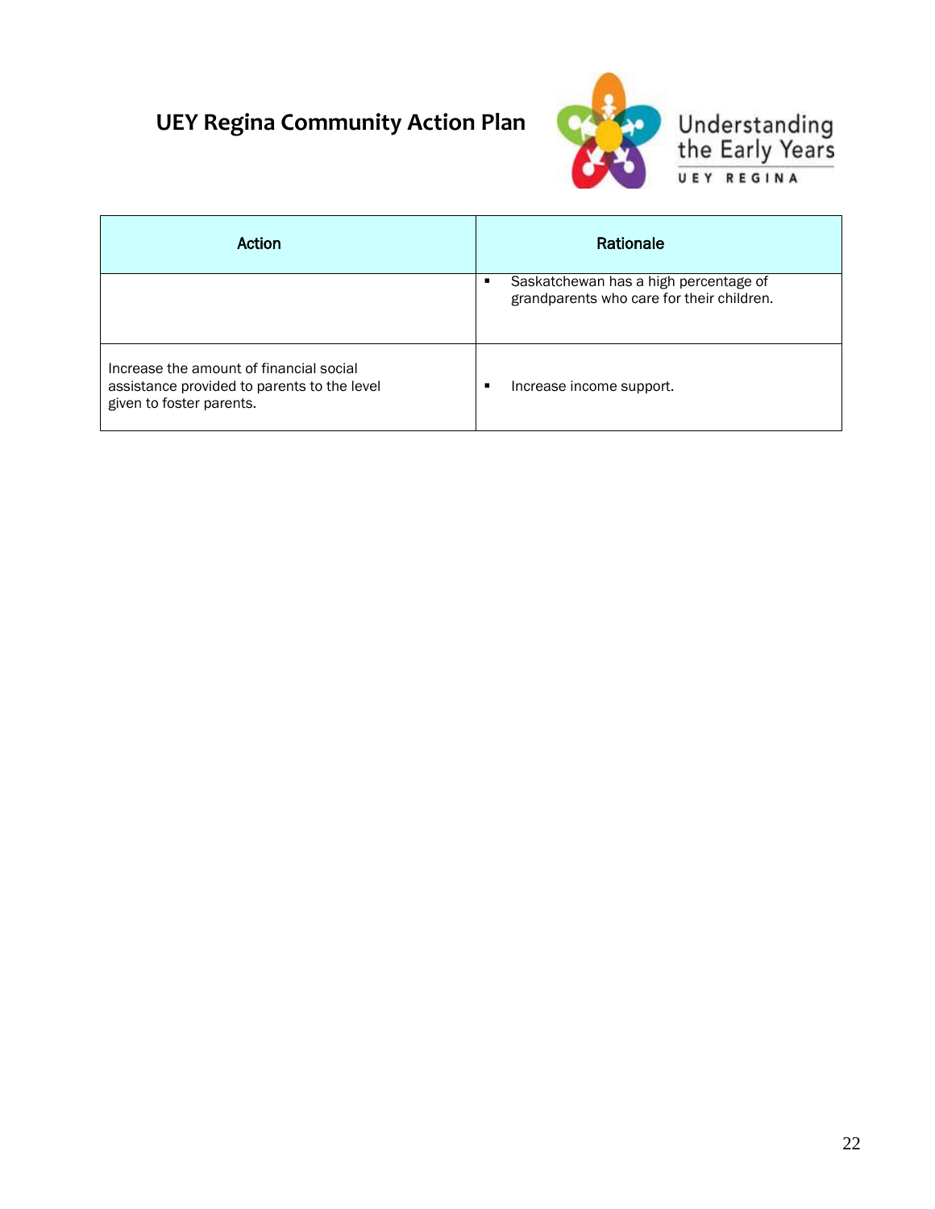# UEY Regina Community Action Plan

Understanding the Early Years

UEY REGINA

| Action | Rationale |
| --- | --- |
| | ▪ Saskatchewan has a high percentage of grandparents who care for their children. |
| Increase the amount of financial social assistance provided to parents to the level given to foster parents. | ▪ Increase income support. |